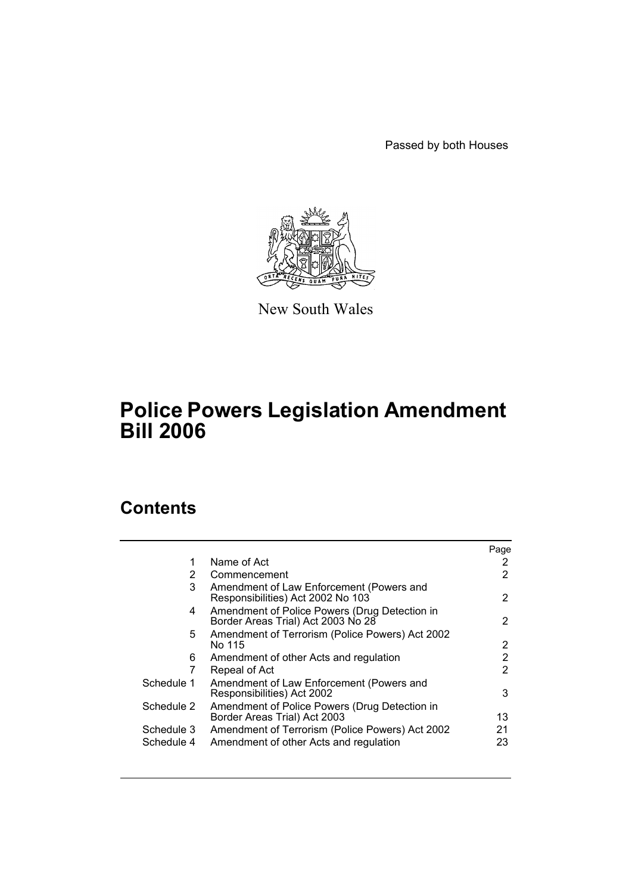Passed by both Houses

New South Wales

# Police Powers Legislation Amendment Bill 2006

## Contents

| | | Page |
|---|---|---|
| 1 | Name of Act | 2 |
| 2 | Commencement | 2 |
| 3 | Amendment of Law Enforcement (Powers and Responsibilities) Act 2002 No 103 | 2 |
| 4 | Amendment of Police Powers (Drug Detection in Border Areas Trial) Act 2003 No 28 | 2 |
| 5 | Amendment of Terrorism (Police Powers) Act 2002 No 115 | 2 |
| 6 | Amendment of other Acts and regulation | 2 |
| 7 | Repeal of Act | 2 |
| Schedule 1 | Amendment of Law Enforcement (Powers and Responsibilities) Act 2002 | 3 |
| Schedule 2 | Amendment of Police Powers (Drug Detection in Border Areas Trial) Act 2003 | 13 |
| Schedule 3 | Amendment of Terrorism (Police Powers) Act 2002 | 21 |
| Schedule 4 | Amendment of other Acts and regulation | 23 |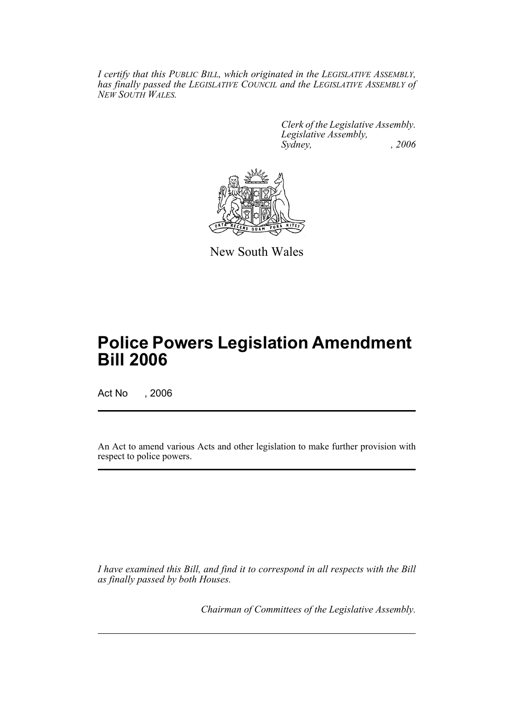*I certify that this PUBLIC BILL, which originated in the LEGISLATIVE ASSEMBLY, has finally passed the LEGISLATIVE COUNCIL and the LEGISLATIVE ASSEMBLY of NEW SOUTH WALES.*

*Clerk of the Legislative Assembly.*
*Legislative Assembly,*
*Sydney, , 2006*

New South Wales

# Police Powers Legislation Amendment Bill 2006

Act No , 2006

An Act to amend various Acts and other legislation to make further provision with respect to police powers.

*I have examined this Bill, and find it to correspond in all respects with the Bill as finally passed by both Houses.*

*Chairman of Committees of the Legislative Assembly.*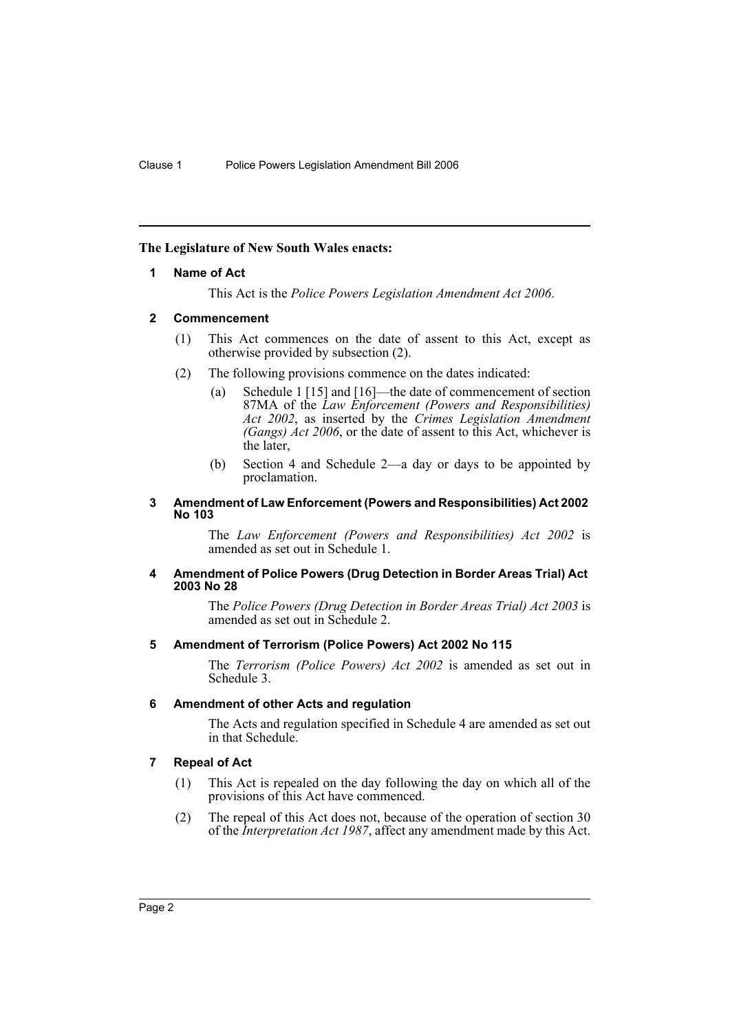**The Legislature of New South Wales enacts:**

## 1 Name of Act

This Act is the *Police Powers Legislation Amendment Act 2006*.

## 2 Commencement

(1) This Act commences on the date of assent to this Act, except as otherwise provided by subsection (2).

(2) The following provisions commence on the dates indicated:

(a) Schedule 1 [15] and [16]—the date of commencement of section 87MA of the *Law Enforcement (Powers and Responsibilities) Act 2002*, as inserted by the *Crimes Legislation Amendment (Gangs) Act 2006*, or the date of assent to this Act, whichever is the later,

(b) Section 4 and Schedule 2—a day or days to be appointed by proclamation.

## 3 Amendment of Law Enforcement (Powers and Responsibilities) Act 2002 No 103

The *Law Enforcement (Powers and Responsibilities) Act 2002* is amended as set out in Schedule 1.

## 4 Amendment of Police Powers (Drug Detection in Border Areas Trial) Act 2003 No 28

The *Police Powers (Drug Detection in Border Areas Trial) Act 2003* is amended as set out in Schedule 2.

## 5 Amendment of Terrorism (Police Powers) Act 2002 No 115

The *Terrorism (Police Powers) Act 2002* is amended as set out in Schedule 3.

## 6 Amendment of other Acts and regulation

The Acts and regulation specified in Schedule 4 are amended as set out in that Schedule.

## 7 Repeal of Act

(1) This Act is repealed on the day following the day on which all of the provisions of this Act have commenced.

(2) The repeal of this Act does not, because of the operation of section 30 of the *Interpretation Act 1987*, affect any amendment made by this Act.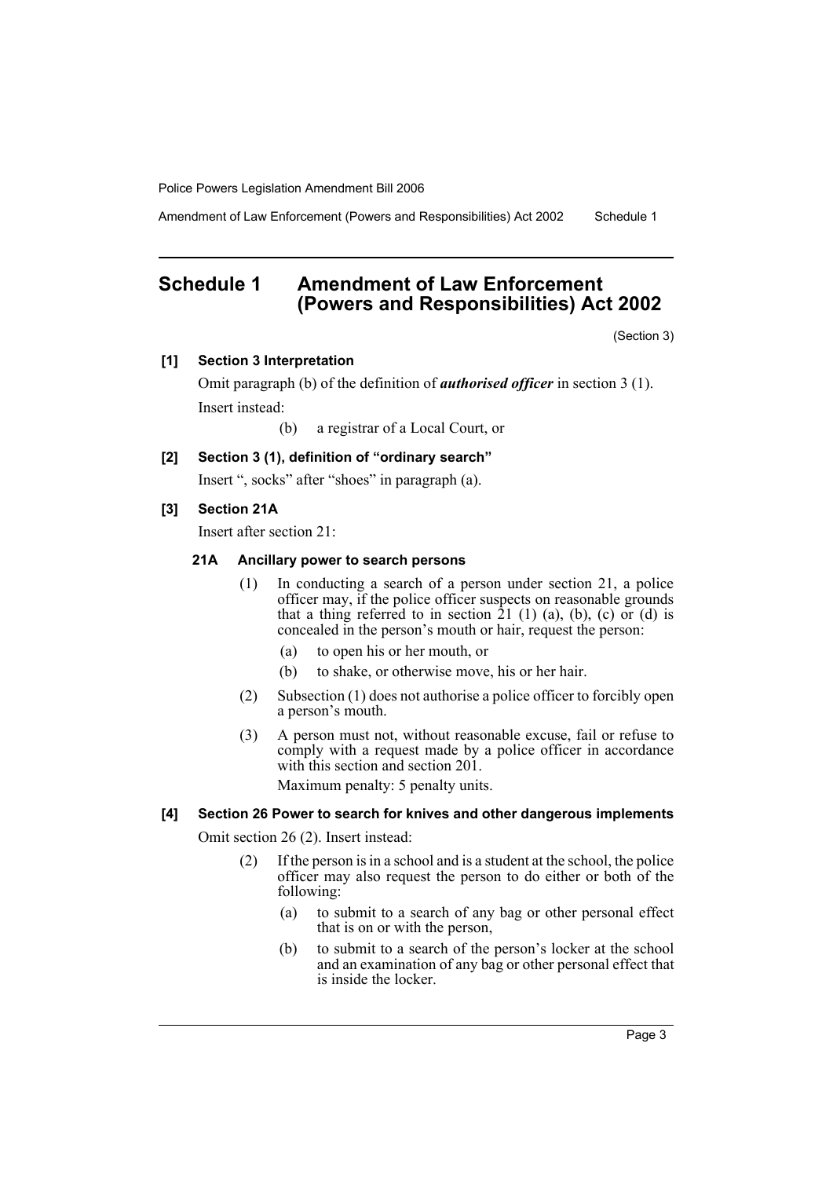# Schedule 1 Amendment of Law Enforcement (Powers and Responsibilities) Act 2002

(Section 3)

**[1] Section 3 Interpretation**

Omit paragraph (b) of the definition of ***authorised officer*** in section 3 (1).

Insert instead:

(b) a registrar of a Local Court, or

**[2] Section 3 (1), definition of "ordinary search"**

Insert ", socks" after "shoes" in paragraph (a).

**[3] Section 21A**

Insert after section 21:

**21A Ancillary power to search persons**

(1) In conducting a search of a person under section 21, a police officer may, if the police officer suspects on reasonable grounds that a thing referred to in section 21 (1) (a), (b), (c) or (d) is concealed in the person's mouth or hair, request the person:

(a) to open his or her mouth, or

(b) to shake, or otherwise move, his or her hair.

(2) Subsection (1) does not authorise a police officer to forcibly open a person's mouth.

(3) A person must not, without reasonable excuse, fail or refuse to comply with a request made by a police officer in accordance with this section and section 201.

Maximum penalty: 5 penalty units.

**[4] Section 26 Power to search for knives and other dangerous implements**

Omit section 26 (2). Insert instead:

(2) If the person is in a school and is a student at the school, the police officer may also request the person to do either or both of the following:

(a) to submit to a search of any bag or other personal effect that is on or with the person,

(b) to submit to a search of the person's locker at the school and an examination of any bag or other personal effect that is inside the locker.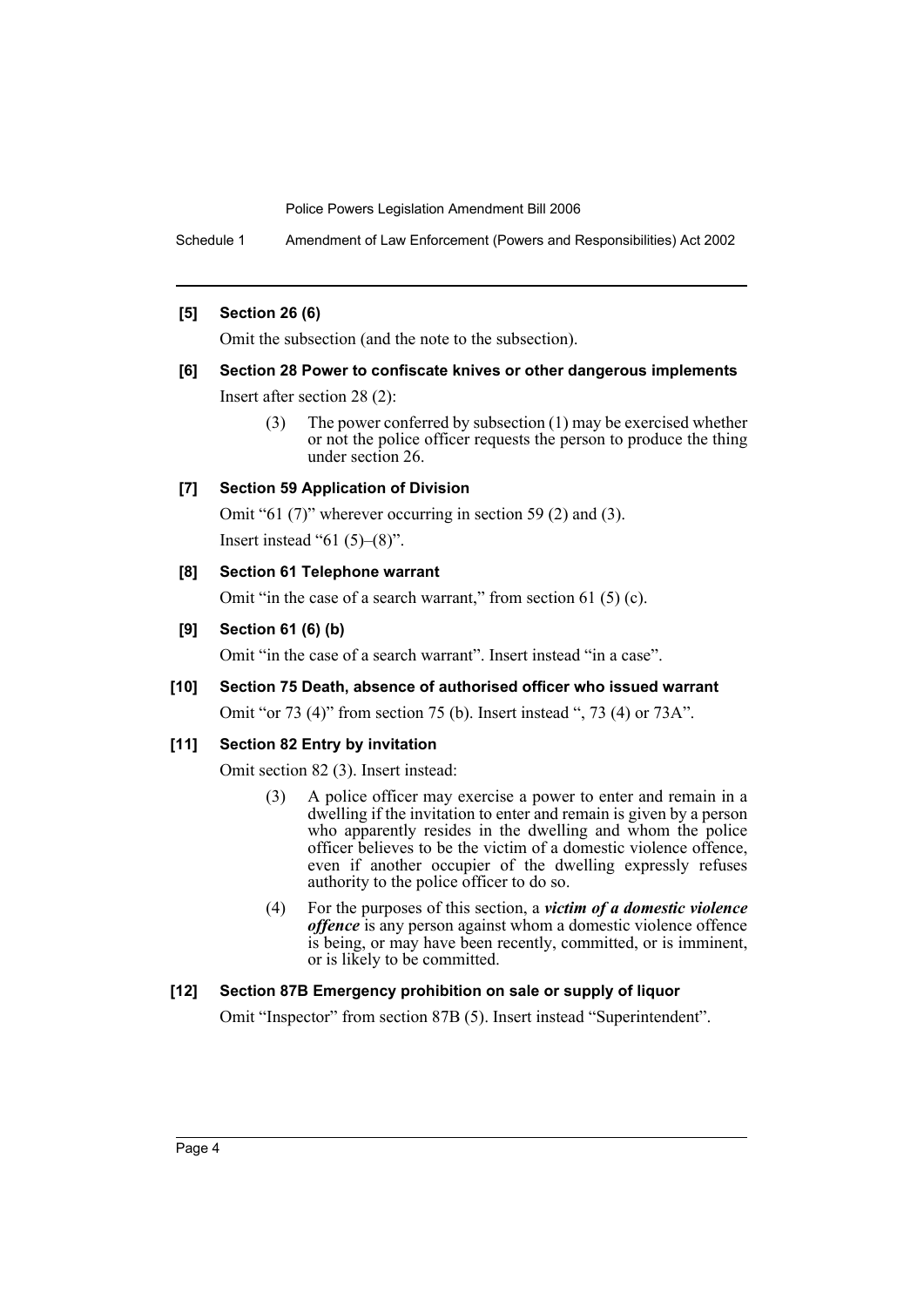**[5] Section 26 (6)**

Omit the subsection (and the note to the subsection).

**[6] Section 28 Power to confiscate knives or other dangerous implements**

Insert after section 28 (2):

> (3) The power conferred by subsection (1) may be exercised whether or not the police officer requests the person to produce the thing under section 26.

**[7] Section 59 Application of Division**

Omit "61 (7)" wherever occurring in section 59 (2) and (3).

Insert instead "61 (5)–(8)".

**[8] Section 61 Telephone warrant**

Omit "in the case of a search warrant," from section 61 (5) (c).

**[9] Section 61 (6) (b)**

Omit "in the case of a search warrant". Insert instead "in a case".

**[10] Section 75 Death, absence of authorised officer who issued warrant**

Omit "or 73 (4)" from section 75 (b). Insert instead ", 73 (4) or 73A".

**[11] Section 82 Entry by invitation**

Omit section 82 (3). Insert instead:

> (3) A police officer may exercise a power to enter and remain in a dwelling if the invitation to enter and remain is given by a person who apparently resides in the dwelling and whom the police officer believes to be the victim of a domestic violence offence, even if another occupier of the dwelling expressly refuses authority to the police officer to do so.
>
> (4) For the purposes of this section, a ***victim of a domestic violence offence*** is any person against whom a domestic violence offence is being, or may have been recently, committed, or is imminent, or is likely to be committed.

**[12] Section 87B Emergency prohibition on sale or supply of liquor**

Omit "Inspector" from section 87B (5). Insert instead "Superintendent".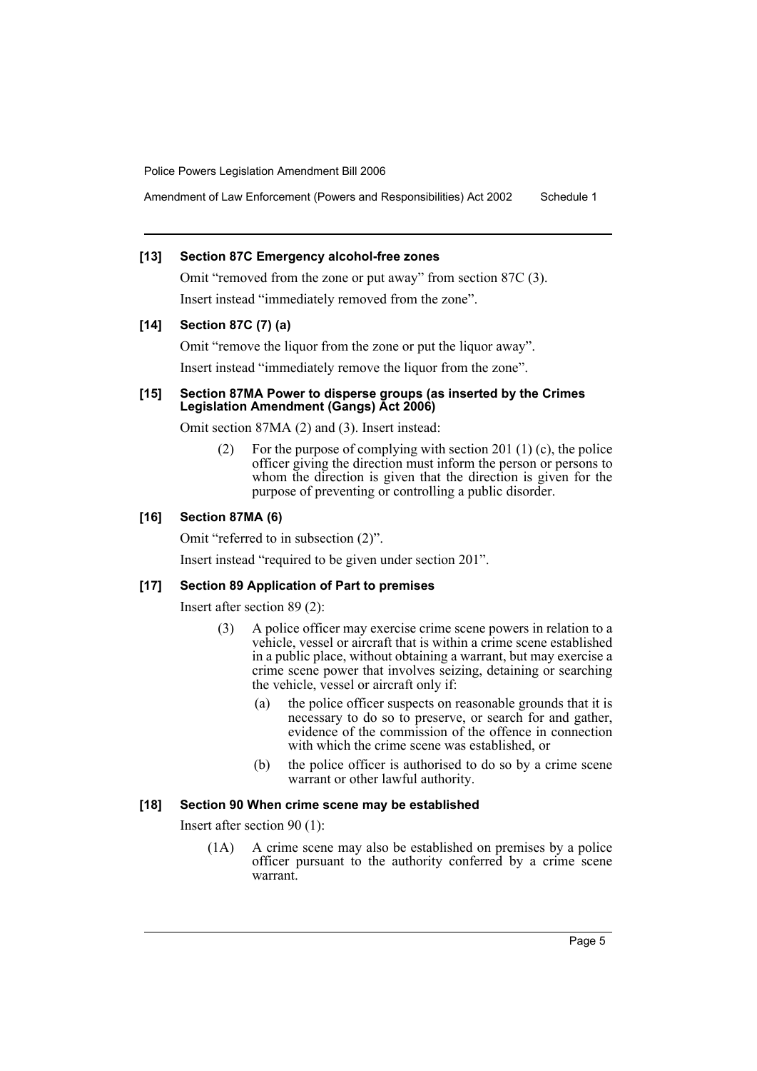**[13] Section 87C Emergency alcohol-free zones**

Omit "removed from the zone or put away" from section 87C (3).

Insert instead "immediately removed from the zone".

**[14] Section 87C (7) (a)**

Omit "remove the liquor from the zone or put the liquor away".

Insert instead "immediately remove the liquor from the zone".

**[15] Section 87MA Power to disperse groups (as inserted by the Crimes Legislation Amendment (Gangs) Act 2006)**

Omit section 87MA (2) and (3). Insert instead:

> (2) For the purpose of complying with section 201 (1) (c), the police officer giving the direction must inform the person or persons to whom the direction is given that the direction is given for the purpose of preventing or controlling a public disorder.

**[16] Section 87MA (6)**

Omit "referred to in subsection (2)".

Insert instead "required to be given under section 201".

**[17] Section 89 Application of Part to premises**

Insert after section 89 (2):

> (3) A police officer may exercise crime scene powers in relation to a vehicle, vessel or aircraft that is within a crime scene established in a public place, without obtaining a warrant, but may exercise a crime scene power that involves seizing, detaining or searching the vehicle, vessel or aircraft only if:
>
> (a) the police officer suspects on reasonable grounds that it is necessary to do so to preserve, or search for and gather, evidence of the commission of the offence in connection with which the crime scene was established, or
>
> (b) the police officer is authorised to do so by a crime scene warrant or other lawful authority.

**[18] Section 90 When crime scene may be established**

Insert after section 90 (1):

> (1A) A crime scene may also be established on premises by a police officer pursuant to the authority conferred by a crime scene warrant.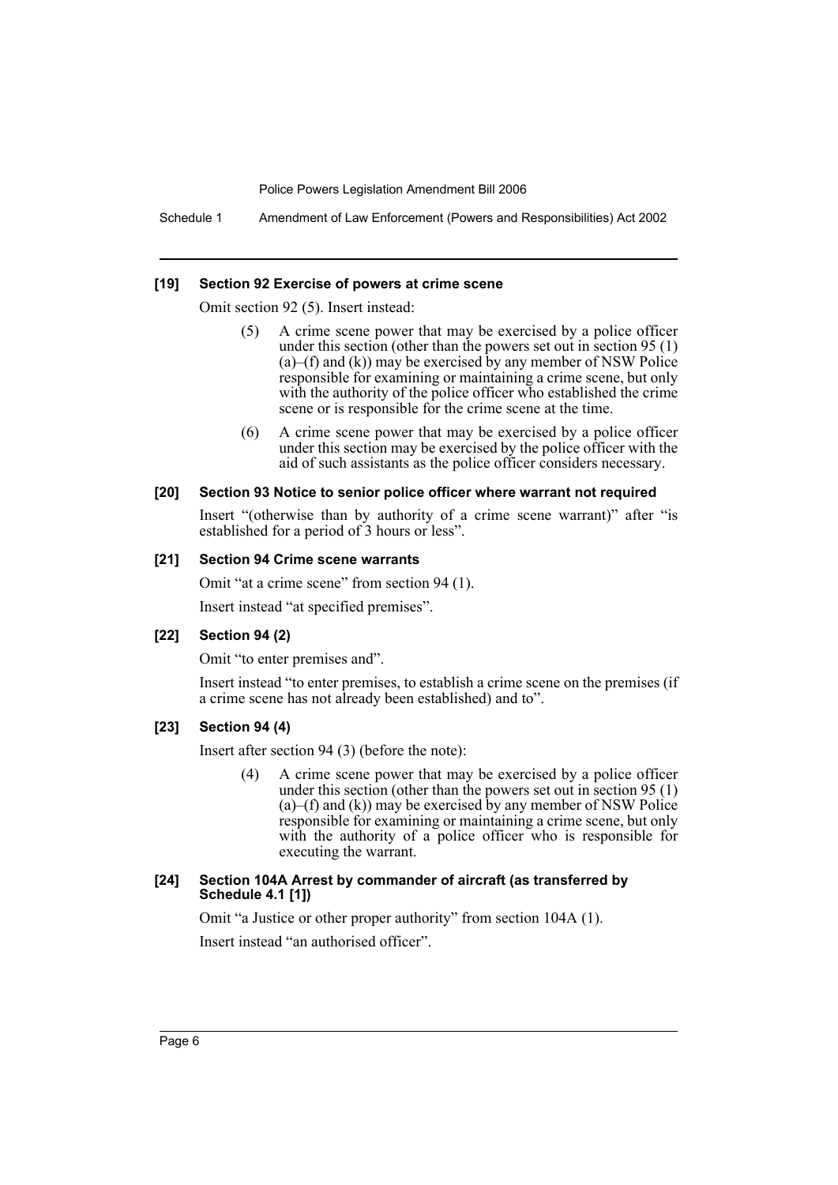**[19] Section 92 Exercise of powers at crime scene**

Omit section 92 (5). Insert instead:

> (5) A crime scene power that may be exercised by a police officer under this section (other than the powers set out in section 95 (1) (a)–(f) and (k)) may be exercised by any member of NSW Police responsible for examining or maintaining a crime scene, but only with the authority of the police officer who established the crime scene or is responsible for the crime scene at the time.
>
> (6) A crime scene power that may be exercised by a police officer under this section may be exercised by the police officer with the aid of such assistants as the police officer considers necessary.

**[20] Section 93 Notice to senior police officer where warrant not required**

Insert "(otherwise than by authority of a crime scene warrant)" after "is established for a period of 3 hours or less".

**[21] Section 94 Crime scene warrants**

Omit "at a crime scene" from section 94 (1).

Insert instead "at specified premises".

**[22] Section 94 (2)**

Omit "to enter premises and".

Insert instead "to enter premises, to establish a crime scene on the premises (if a crime scene has not already been established) and to".

**[23] Section 94 (4)**

Insert after section 94 (3) (before the note):

> (4) A crime scene power that may be exercised by a police officer under this section (other than the powers set out in section 95 (1) (a)–(f) and (k)) may be exercised by any member of NSW Police responsible for examining or maintaining a crime scene, but only with the authority of a police officer who is responsible for executing the warrant.

**[24] Section 104A Arrest by commander of aircraft (as transferred by Schedule 4.1 [1])**

Omit "a Justice or other proper authority" from section 104A (1).

Insert instead "an authorised officer".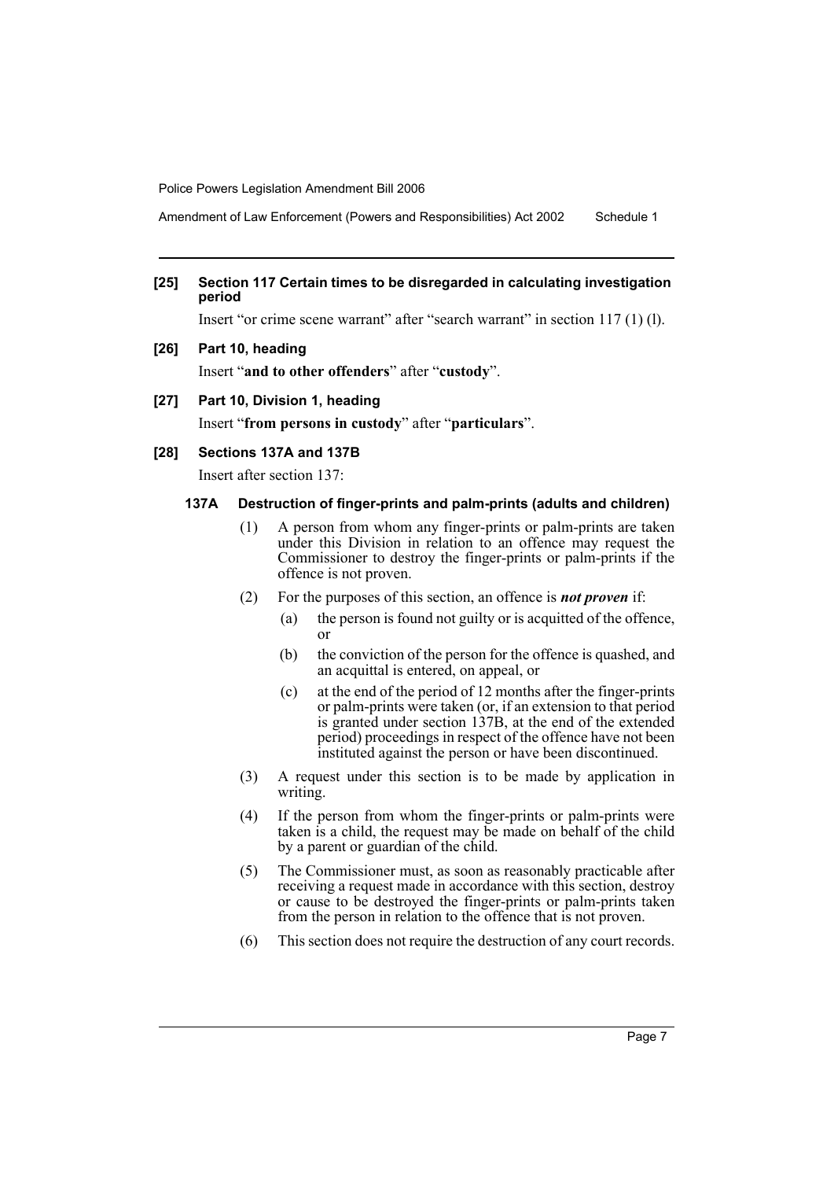**[25] Section 117 Certain times to be disregarded in calculating investigation period**

Insert "or crime scene warrant" after "search warrant" in section 117 (1) (l).

**[26] Part 10, heading**

Insert "**and to other offenders**" after "**custody**".

**[27] Part 10, Division 1, heading**

Insert "**from persons in custody**" after "**particulars**".

**[28] Sections 137A and 137B**

Insert after section 137:

### 137A Destruction of finger-prints and palm-prints (adults and children)

(1) A person from whom any finger-prints or palm-prints are taken under this Division in relation to an offence may request the Commissioner to destroy the finger-prints or palm-prints if the offence is not proven.

(2) For the purposes of this section, an offence is ***not proven*** if:

(a) the person is found not guilty or is acquitted of the offence, or

(b) the conviction of the person for the offence is quashed, and an acquittal is entered, on appeal, or

(c) at the end of the period of 12 months after the finger-prints or palm-prints were taken (or, if an extension to that period is granted under section 137B, at the end of the extended period) proceedings in respect of the offence have not been instituted against the person or have been discontinued.

(3) A request under this section is to be made by application in writing.

(4) If the person from whom the finger-prints or palm-prints were taken is a child, the request may be made on behalf of the child by a parent or guardian of the child.

(5) The Commissioner must, as soon as reasonably practicable after receiving a request made in accordance with this section, destroy or cause to be destroyed the finger-prints or palm-prints taken from the person in relation to the offence that is not proven.

(6) This section does not require the destruction of any court records.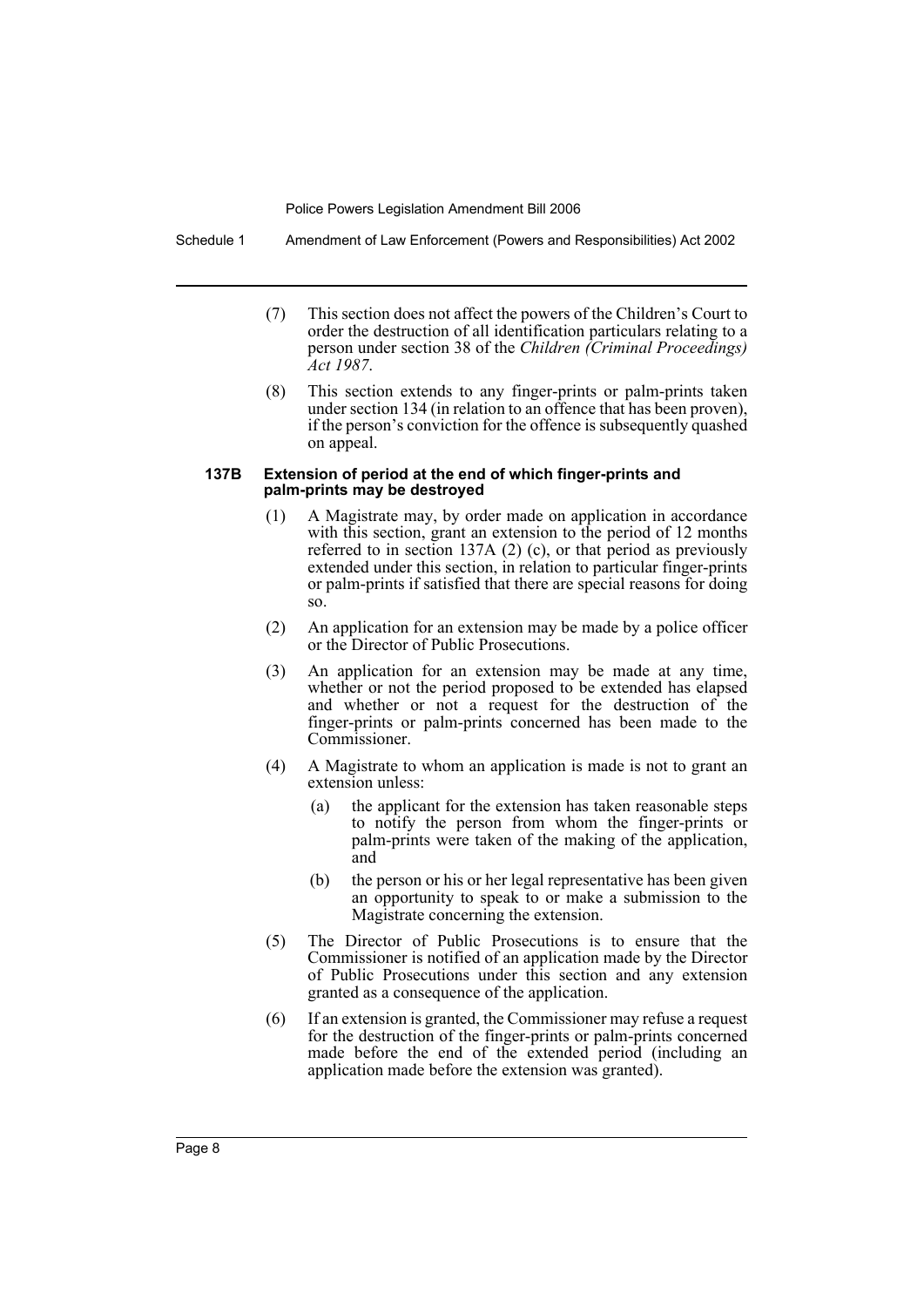(7) This section does not affect the powers of the Children's Court to order the destruction of all identification particulars relating to a person under section 38 of the *Children (Criminal Proceedings) Act 1987*.

(8) This section extends to any finger-prints or palm-prints taken under section 134 (in relation to an offence that has been proven), if the person's conviction for the offence is subsequently quashed on appeal.

#### 137B Extension of period at the end of which finger-prints and palm-prints may be destroyed

(1) A Magistrate may, by order made on application in accordance with this section, grant an extension to the period of 12 months referred to in section 137A (2) (c), or that period as previously extended under this section, in relation to particular finger-prints or palm-prints if satisfied that there are special reasons for doing so.

(2) An application for an extension may be made by a police officer or the Director of Public Prosecutions.

(3) An application for an extension may be made at any time, whether or not the period proposed to be extended has elapsed and whether or not a request for the destruction of the finger-prints or palm-prints concerned has been made to the Commissioner.

(4) A Magistrate to whom an application is made is not to grant an extension unless:

(a) the applicant for the extension has taken reasonable steps to notify the person from whom the finger-prints or palm-prints were taken of the making of the application, and

(b) the person or his or her legal representative has been given an opportunity to speak to or make a submission to the Magistrate concerning the extension.

(5) The Director of Public Prosecutions is to ensure that the Commissioner is notified of an application made by the Director of Public Prosecutions under this section and any extension granted as a consequence of the application.

(6) If an extension is granted, the Commissioner may refuse a request for the destruction of the finger-prints or palm-prints concerned made before the end of the extended period (including an application made before the extension was granted).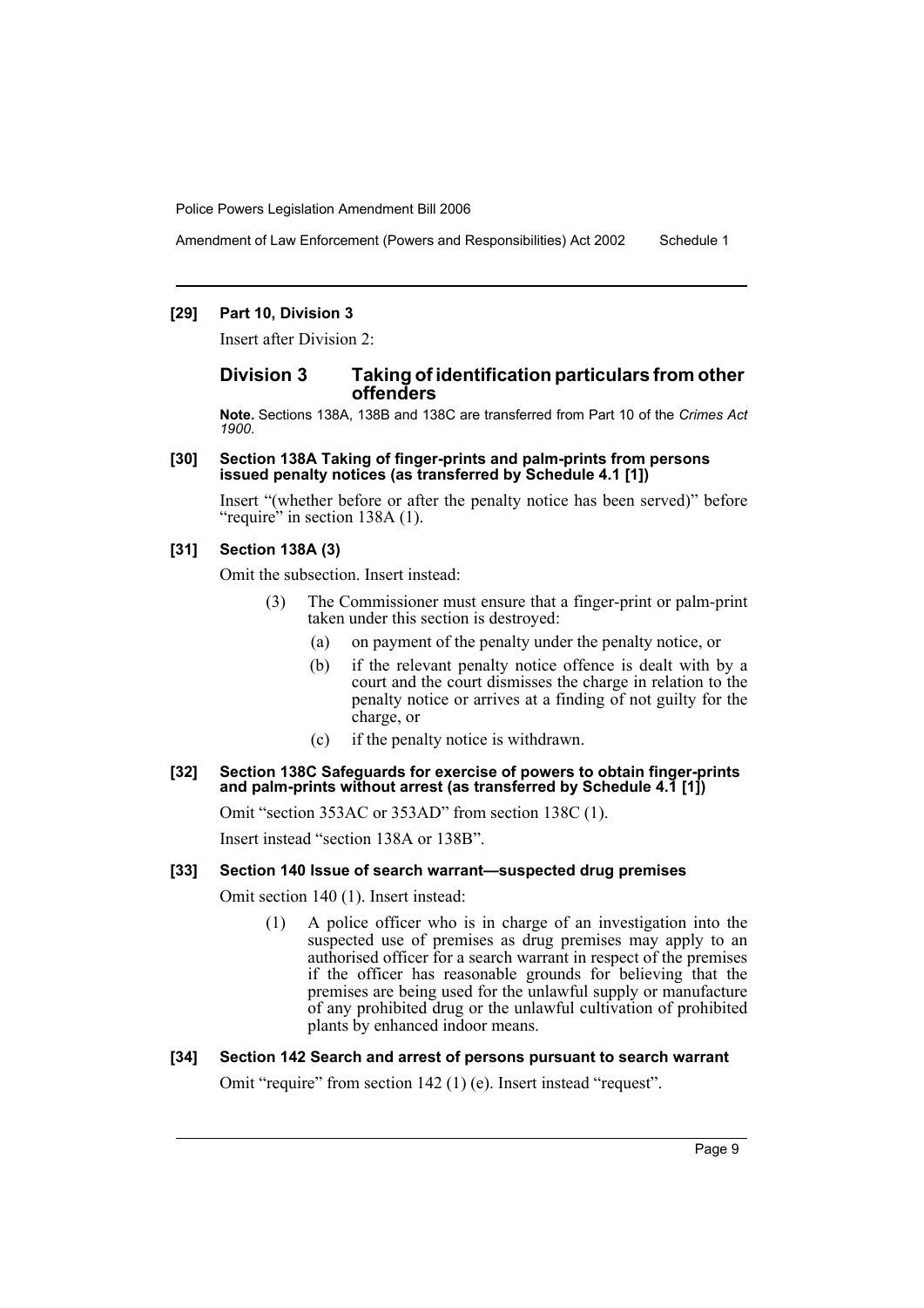#### [29] Part 10, Division 3

Insert after Division 2:

### Division 3 Taking of identification particulars from other offenders

**Note.** Sections 138A, 138B and 138C are transferred from Part 10 of the *Crimes Act 1900*.

#### [30] Section 138A Taking of finger-prints and palm-prints from persons issued penalty notices (as transferred by Schedule 4.1 [1])

Insert "(whether before or after the penalty notice has been served)" before "require" in section 138A (1).

#### [31] Section 138A (3)

Omit the subsection. Insert instead:

(3) The Commissioner must ensure that a finger-print or palm-print taken under this section is destroyed:

- (a) on payment of the penalty under the penalty notice, or
- (b) if the relevant penalty notice offence is dealt with by a court and the court dismisses the charge in relation to the penalty notice or arrives at a finding of not guilty for the charge, or
- (c) if the penalty notice is withdrawn.

#### [32] Section 138C Safeguards for exercise of powers to obtain finger-prints and palm-prints without arrest (as transferred by Schedule 4.1 [1])

Omit "section 353AC or 353AD" from section 138C (1).

Insert instead "section 138A or 138B".

#### [33] Section 140 Issue of search warrant—suspected drug premises

Omit section 140 (1). Insert instead:

(1) A police officer who is in charge of an investigation into the suspected use of premises as drug premises may apply to an authorised officer for a search warrant in respect of the premises if the officer has reasonable grounds for believing that the premises are being used for the unlawful supply or manufacture of any prohibited drug or the unlawful cultivation of prohibited plants by enhanced indoor means.

#### [34] Section 142 Search and arrest of persons pursuant to search warrant

Omit "require" from section 142 (1) (e). Insert instead "request".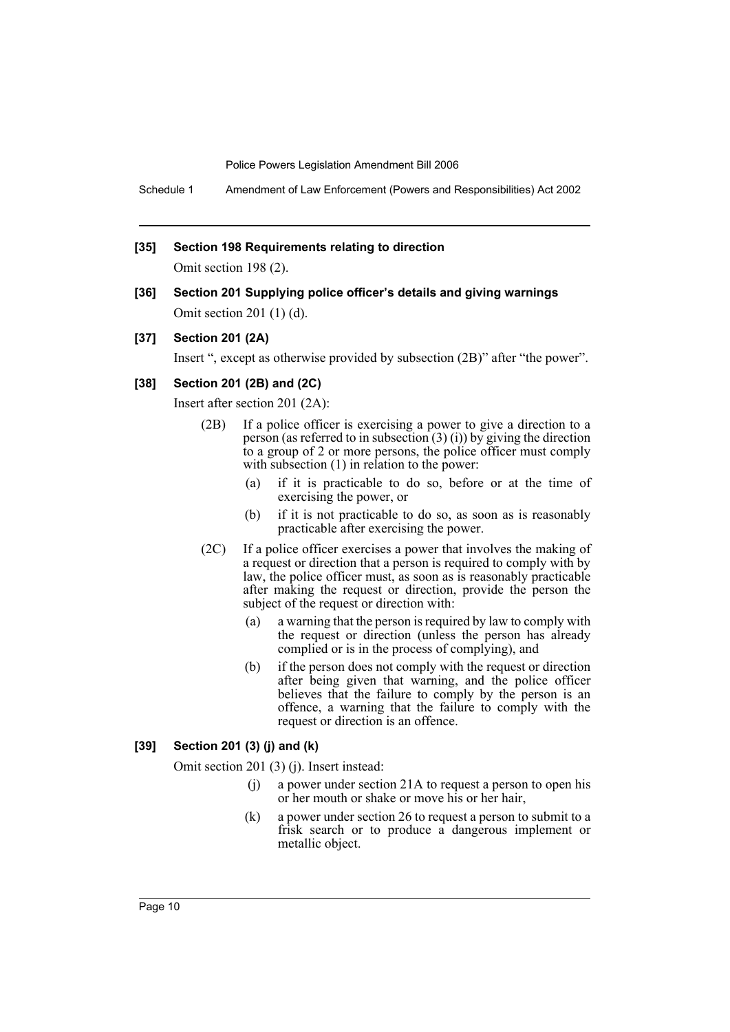### [35] Section 198 Requirements relating to direction

Omit section 198 (2).

### [36] Section 201 Supplying police officer's details and giving warnings

Omit section 201 (1) (d).

### [37] Section 201 (2A)

Insert ", except as otherwise provided by subsection (2B)" after "the power".

### [38] Section 201 (2B) and (2C)

Insert after section 201 (2A):

(2B) If a police officer is exercising a power to give a direction to a person (as referred to in subsection (3) (i)) by giving the direction to a group of 2 or more persons, the police officer must comply with subsection (1) in relation to the power:

- (a) if it is practicable to do so, before or at the time of exercising the power, or
- (b) if it is not practicable to do so, as soon as is reasonably practicable after exercising the power.

(2C) If a police officer exercises a power that involves the making of a request or direction that a person is required to comply with by law, the police officer must, as soon as is reasonably practicable after making the request or direction, provide the person the subject of the request or direction with:

- (a) a warning that the person is required by law to comply with the request or direction (unless the person has already complied or is in the process of complying), and
- (b) if the person does not comply with the request or direction after being given that warning, and the police officer believes that the failure to comply by the person is an offence, a warning that the failure to comply with the request or direction is an offence.

### [39] Section 201 (3) (j) and (k)

Omit section 201 (3) (j). Insert instead:

- (j) a power under section 21A to request a person to open his or her mouth or shake or move his or her hair,
- (k) a power under section 26 to request a person to submit to a frisk search or to produce a dangerous implement or metallic object.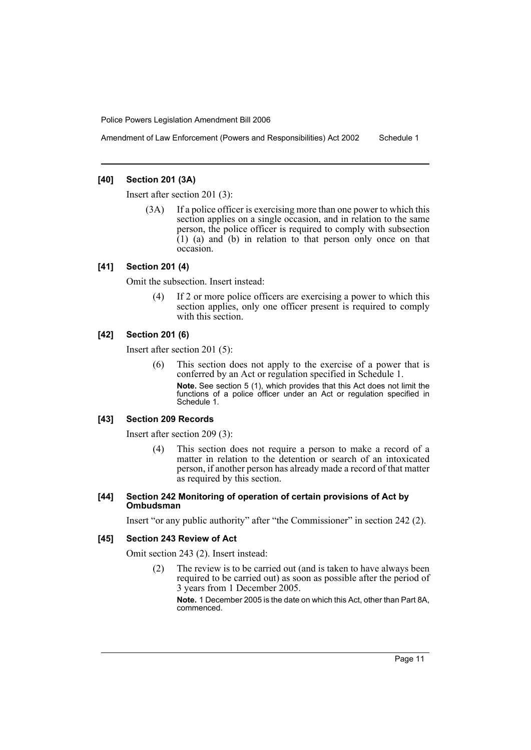#### [40] Section 201 (3A)

Insert after section 201 (3):

> (3A) If a police officer is exercising more than one power to which this section applies on a single occasion, and in relation to the same person, the police officer is required to comply with subsection (1) (a) and (b) in relation to that person only once on that occasion.

#### [41] Section 201 (4)

Omit the subsection. Insert instead:

> (4) If 2 or more police officers are exercising a power to which this section applies, only one officer present is required to comply with this section.

#### [42] Section 201 (6)

Insert after section 201 (5):

> (6) This section does not apply to the exercise of a power that is conferred by an Act or regulation specified in Schedule 1.
>
> **Note.** See section 5 (1), which provides that this Act does not limit the functions of a police officer under an Act or regulation specified in Schedule 1.

#### [43] Section 209 Records

Insert after section 209 (3):

> (4) This section does not require a person to make a record of a matter in relation to the detention or search of an intoxicated person, if another person has already made a record of that matter as required by this section.

#### [44] Section 242 Monitoring of operation of certain provisions of Act by Ombudsman

Insert "or any public authority" after "the Commissioner" in section 242 (2).

#### [45] Section 243 Review of Act

Omit section 243 (2). Insert instead:

> (2) The review is to be carried out (and is taken to have always been required to be carried out) as soon as possible after the period of 3 years from 1 December 2005.
>
> **Note.** 1 December 2005 is the date on which this Act, other than Part 8A, commenced.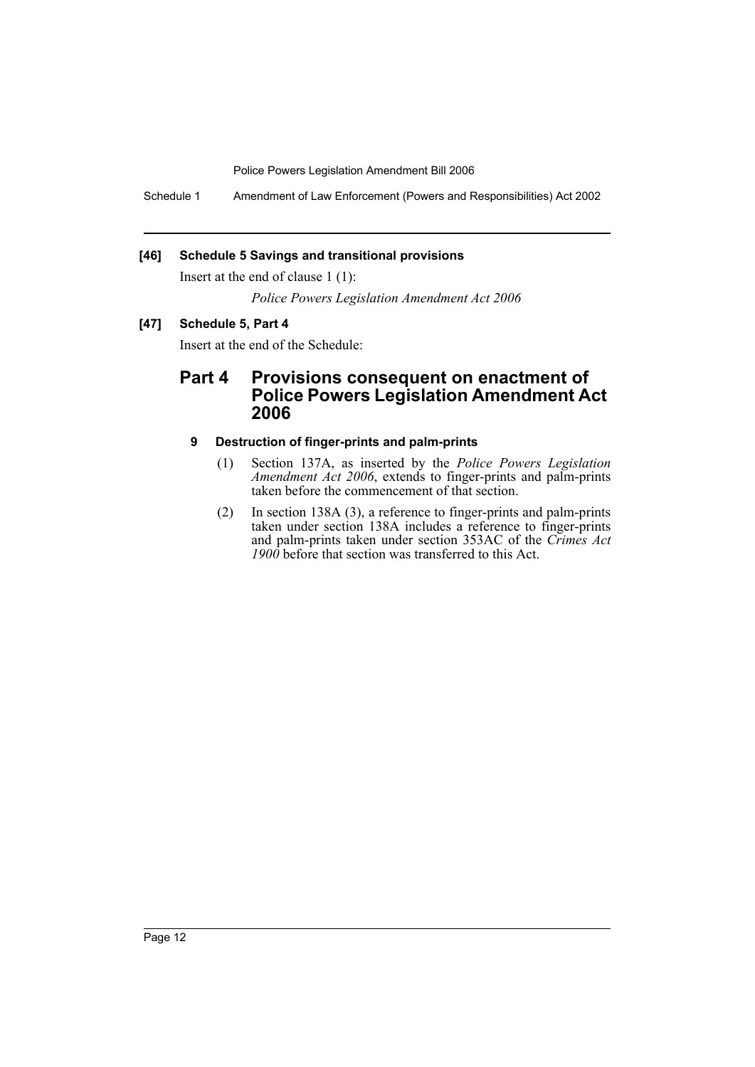**[46] Schedule 5 Savings and transitional provisions**

Insert at the end of clause 1 (1):

*Police Powers Legislation Amendment Act 2006*

**[47] Schedule 5, Part 4**

Insert at the end of the Schedule:

## Part 4 Provisions consequent on enactment of Police Powers Legislation Amendment Act 2006

### 9 Destruction of finger-prints and palm-prints

(1) Section 137A, as inserted by the *Police Powers Legislation Amendment Act 2006*, extends to finger-prints and palm-prints taken before the commencement of that section.

(2) In section 138A (3), a reference to finger-prints and palm-prints taken under section 138A includes a reference to finger-prints and palm-prints taken under section 353AC of the *Crimes Act 1900* before that section was transferred to this Act.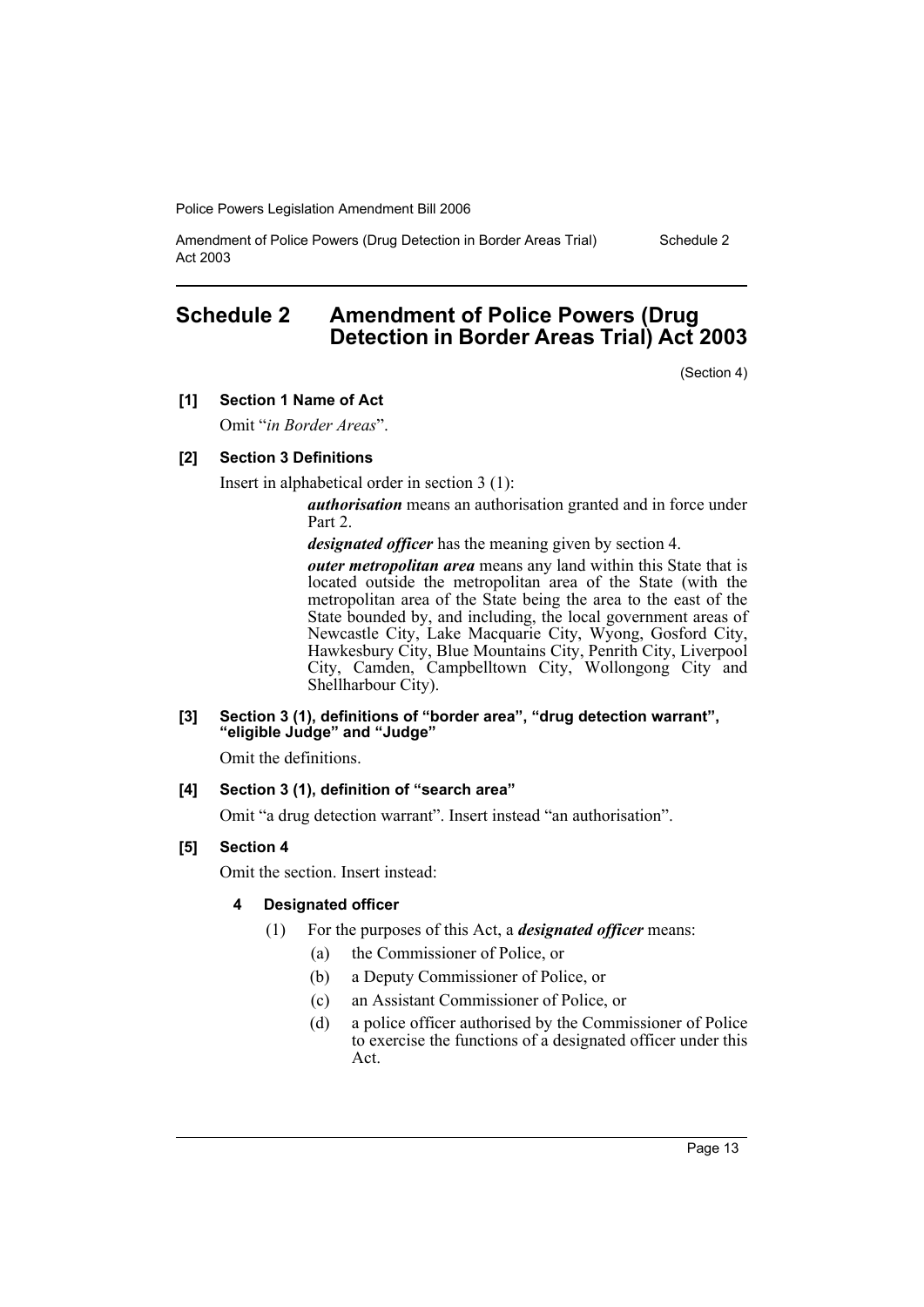# Schedule 2 Amendment of Police Powers (Drug Detection in Border Areas Trial) Act 2003

(Section 4)

**[1] Section 1 Name of Act**

Omit "*in Border Areas*".

**[2] Section 3 Definitions**

Insert in alphabetical order in section 3 (1):

> ***authorisation*** means an authorisation granted and in force under Part 2.
>
> ***designated officer*** has the meaning given by section 4.
>
> ***outer metropolitan area*** means any land within this State that is located outside the metropolitan area of the State (with the metropolitan area of the State being the area to the east of the State bounded by, and including, the local government areas of Newcastle City, Lake Macquarie City, Wyong, Gosford City, Hawkesbury City, Blue Mountains City, Penrith City, Liverpool City, Camden, Campbelltown City, Wollongong City and Shellharbour City).

**[3] Section 3 (1), definitions of "border area", "drug detection warrant", "eligible Judge" and "Judge"**

Omit the definitions.

**[4] Section 3 (1), definition of "search area"**

Omit "a drug detection warrant". Insert instead "an authorisation".

**[5] Section 4**

Omit the section. Insert instead:

**4 Designated officer**

(1) For the purposes of this Act, a ***designated officer*** means:

- (a) the Commissioner of Police, or
- (b) a Deputy Commissioner of Police, or
- (c) an Assistant Commissioner of Police, or
- (d) a police officer authorised by the Commissioner of Police to exercise the functions of a designated officer under this Act.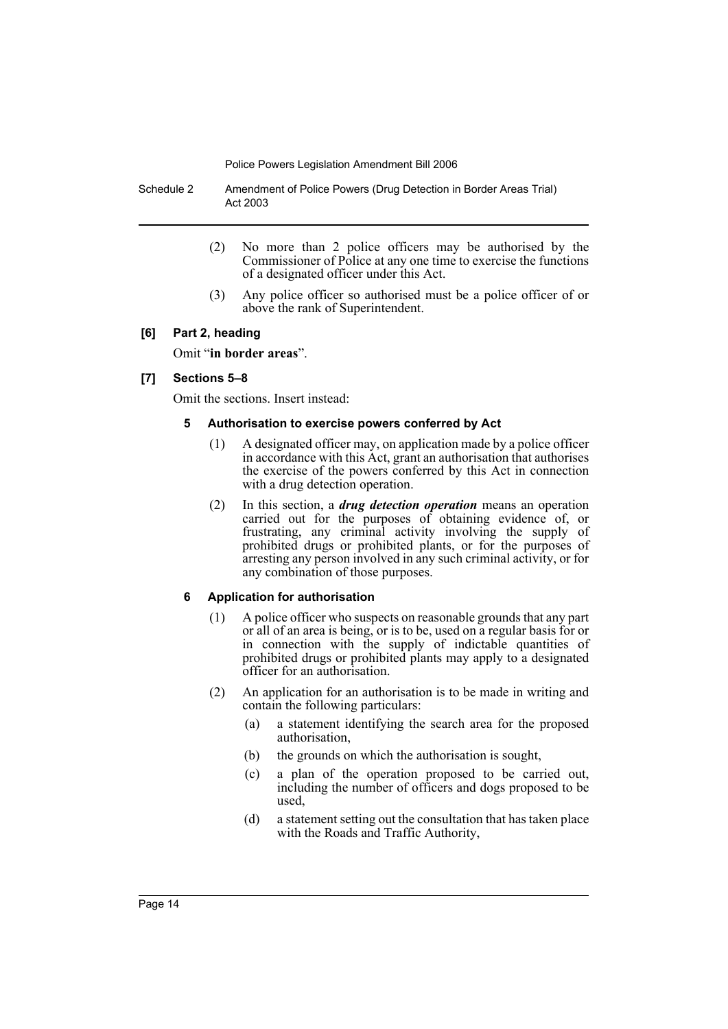(2) No more than 2 police officers may be authorised by the Commissioner of Police at any one time to exercise the functions of a designated officer under this Act.

(3) Any police officer so authorised must be a police officer of or above the rank of Superintendent.

**[6] Part 2, heading**

Omit "**in border areas**".

**[7] Sections 5–8**

Omit the sections. Insert instead:

**5 Authorisation to exercise powers conferred by Act**

(1) A designated officer may, on application made by a police officer in accordance with this Act, grant an authorisation that authorises the exercise of the powers conferred by this Act in connection with a drug detection operation.

(2) In this section, a ***drug detection operation*** means an operation carried out for the purposes of obtaining evidence of, or frustrating, any criminal activity involving the supply of prohibited drugs or prohibited plants, or for the purposes of arresting any person involved in any such criminal activity, or for any combination of those purposes.

**6 Application for authorisation**

(1) A police officer who suspects on reasonable grounds that any part or all of an area is being, or is to be, used on a regular basis for or in connection with the supply of indictable quantities of prohibited drugs or prohibited plants may apply to a designated officer for an authorisation.

(2) An application for an authorisation is to be made in writing and contain the following particulars:

(a) a statement identifying the search area for the proposed authorisation,

(b) the grounds on which the authorisation is sought,

(c) a plan of the operation proposed to be carried out, including the number of officers and dogs proposed to be used,

(d) a statement setting out the consultation that has taken place with the Roads and Traffic Authority,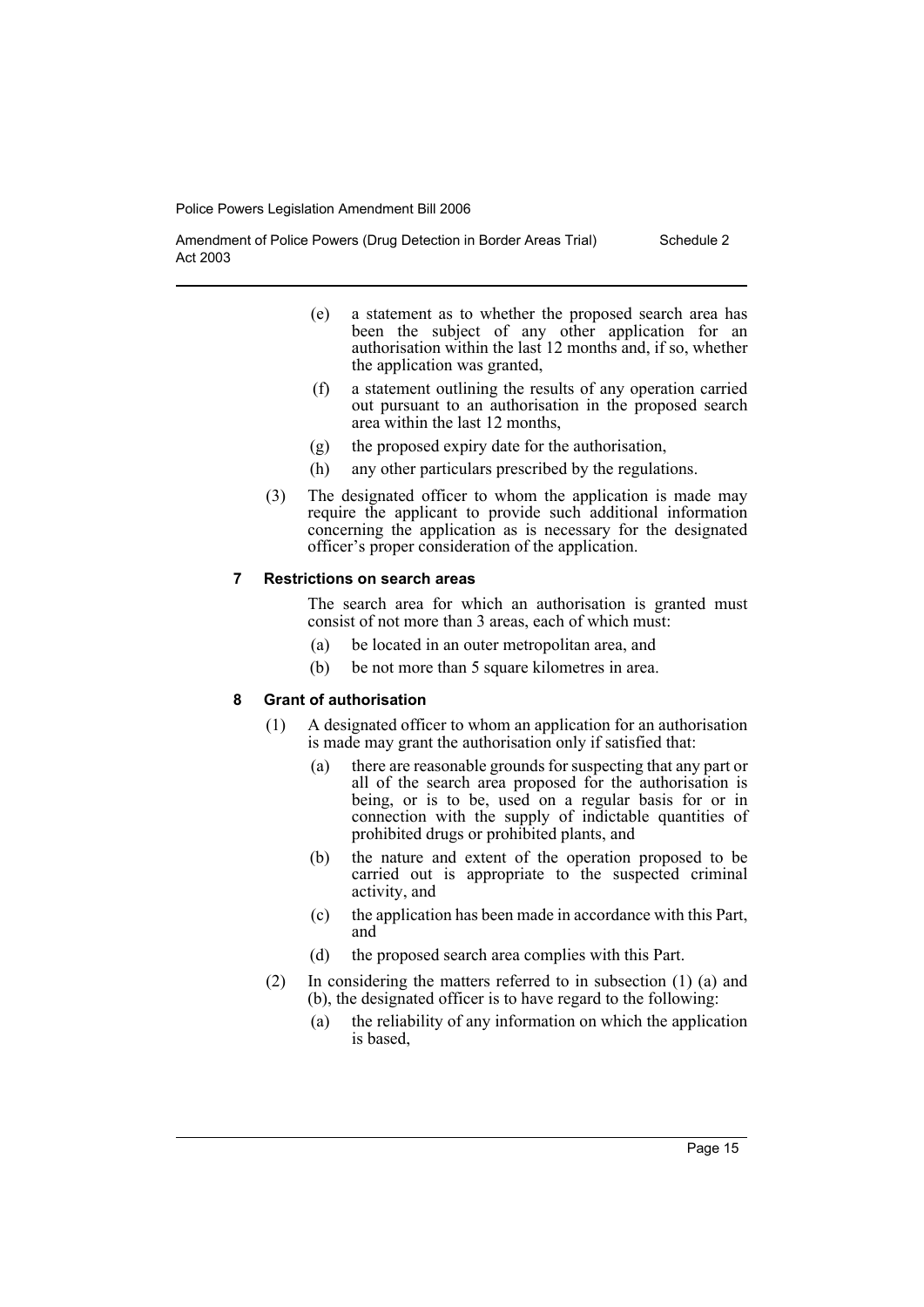(e) a statement as to whether the proposed search area has been the subject of any other application for an authorisation within the last 12 months and, if so, whether the application was granted,

(f) a statement outlining the results of any operation carried out pursuant to an authorisation in the proposed search area within the last 12 months,

(g) the proposed expiry date for the authorisation,

(h) any other particulars prescribed by the regulations.

(3) The designated officer to whom the application is made may require the applicant to provide such additional information concerning the application as is necessary for the designated officer's proper consideration of the application.

**7 Restrictions on search areas**

The search area for which an authorisation is granted must consist of not more than 3 areas, each of which must:

(a) be located in an outer metropolitan area, and

(b) be not more than 5 square kilometres in area.

**8 Grant of authorisation**

(1) A designated officer to whom an application for an authorisation is made may grant the authorisation only if satisfied that:

(a) there are reasonable grounds for suspecting that any part or all of the search area proposed for the authorisation is being, or is to be, used on a regular basis for or in connection with the supply of indictable quantities of prohibited drugs or prohibited plants, and

(b) the nature and extent of the operation proposed to be carried out is appropriate to the suspected criminal activity, and

(c) the application has been made in accordance with this Part, and

(d) the proposed search area complies with this Part.

(2) In considering the matters referred to in subsection (1) (a) and (b), the designated officer is to have regard to the following:

(a) the reliability of any information on which the application is based,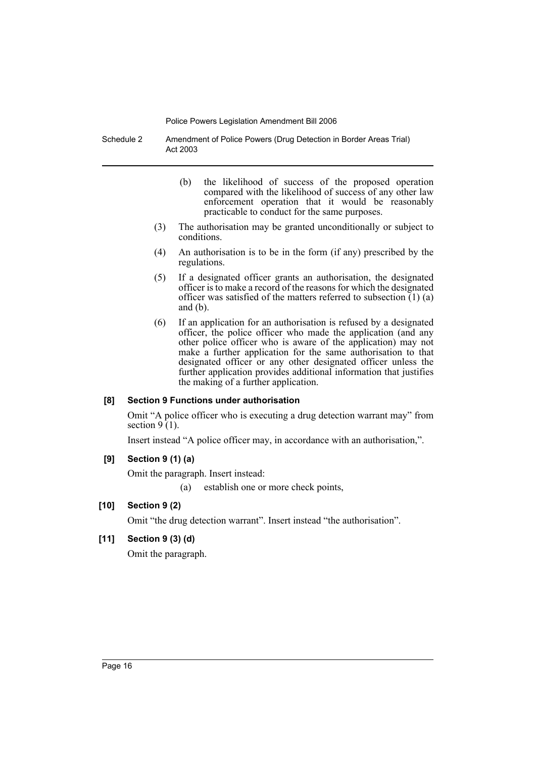(b) the likelihood of success of the proposed operation compared with the likelihood of success of any other law enforcement operation that it would be reasonably practicable to conduct for the same purposes.

(3) The authorisation may be granted unconditionally or subject to conditions.

(4) An authorisation is to be in the form (if any) prescribed by the regulations.

(5) If a designated officer grants an authorisation, the designated officer is to make a record of the reasons for which the designated officer was satisfied of the matters referred to subsection (1) (a) and (b).

(6) If an application for an authorisation is refused by a designated officer, the police officer who made the application (and any other police officer who is aware of the application) may not make a further application for the same authorisation to that designated officer or any other designated officer unless the further application provides additional information that justifies the making of a further application.

**[8] Section 9 Functions under authorisation**

Omit "A police officer who is executing a drug detection warrant may" from section 9 (1).

Insert instead "A police officer may, in accordance with an authorisation,".

**[9] Section 9 (1) (a)**

Omit the paragraph. Insert instead:

(a) establish one or more check points,

**[10] Section 9 (2)**

Omit "the drug detection warrant". Insert instead "the authorisation".

**[11] Section 9 (3) (d)**

Omit the paragraph.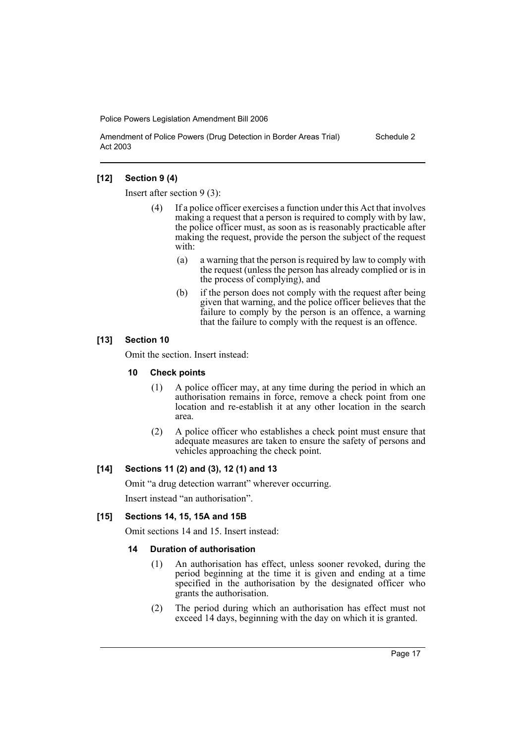### [12] Section 9 (4)

Insert after section 9 (3):

> (4) If a police officer exercises a function under this Act that involves making a request that a person is required to comply with by law, the police officer must, as soon as is reasonably practicable after making the request, provide the person the subject of the request with:
>
> (a) a warning that the person is required by law to comply with the request (unless the person has already complied or is in the process of complying), and
>
> (b) if the person does not comply with the request after being given that warning, and the police officer believes that the failure to comply by the person is an offence, a warning that the failure to comply with the request is an offence.

### [13] Section 10

Omit the section. Insert instead:

#### 10 Check points

> (1) A police officer may, at any time during the period in which an authorisation remains in force, remove a check point from one location and re-establish it at any other location in the search area.
>
> (2) A police officer who establishes a check point must ensure that adequate measures are taken to ensure the safety of persons and vehicles approaching the check point.

### [14] Sections 11 (2) and (3), 12 (1) and 13

Omit "a drug detection warrant" wherever occurring.

Insert instead "an authorisation".

### [15] Sections 14, 15, 15A and 15B

Omit sections 14 and 15. Insert instead:

#### 14 Duration of authorisation

> (1) An authorisation has effect, unless sooner revoked, during the period beginning at the time it is given and ending at a time specified in the authorisation by the designated officer who grants the authorisation.
>
> (2) The period during which an authorisation has effect must not exceed 14 days, beginning with the day on which it is granted.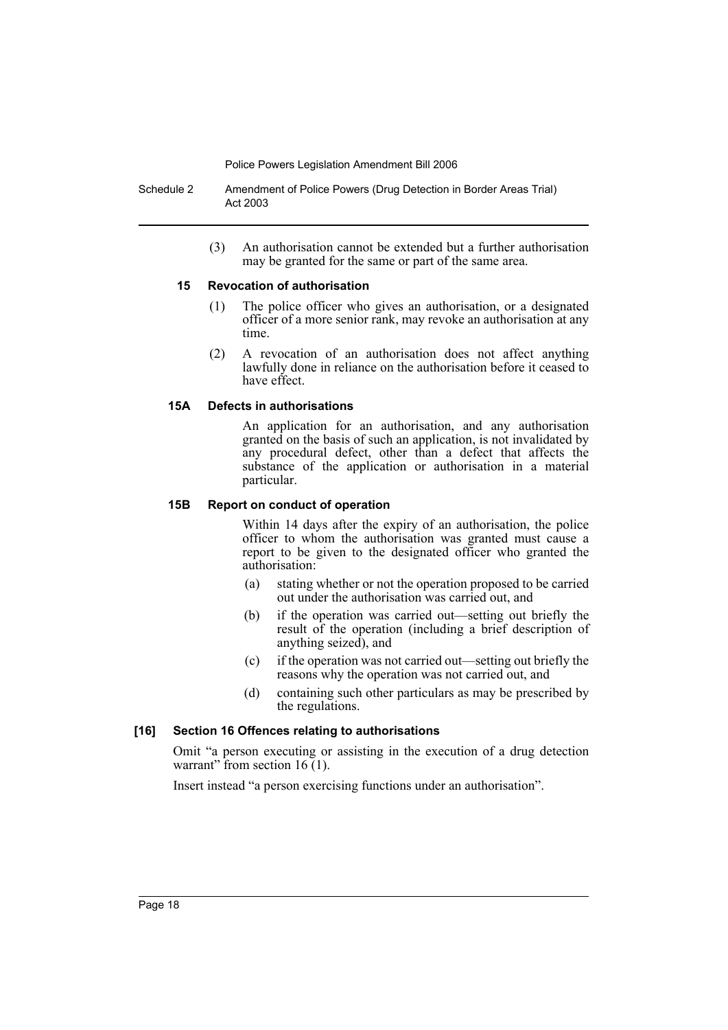(3) An authorisation cannot be extended but a further authorisation may be granted for the same or part of the same area.

**15 Revocation of authorisation**

(1) The police officer who gives an authorisation, or a designated officer of a more senior rank, may revoke an authorisation at any time.

(2) A revocation of an authorisation does not affect anything lawfully done in reliance on the authorisation before it ceased to have effect.

**15A Defects in authorisations**

An application for an authorisation, and any authorisation granted on the basis of such an application, is not invalidated by any procedural defect, other than a defect that affects the substance of the application or authorisation in a material particular.

**15B Report on conduct of operation**

Within 14 days after the expiry of an authorisation, the police officer to whom the authorisation was granted must cause a report to be given to the designated officer who granted the authorisation:

(a) stating whether or not the operation proposed to be carried out under the authorisation was carried out, and

(b) if the operation was carried out—setting out briefly the result of the operation (including a brief description of anything seized), and

(c) if the operation was not carried out—setting out briefly the reasons why the operation was not carried out, and

(d) containing such other particulars as may be prescribed by the regulations.

**[16] Section 16 Offences relating to authorisations**

Omit "a person executing or assisting in the execution of a drug detection warrant" from section 16 (1).

Insert instead "a person exercising functions under an authorisation".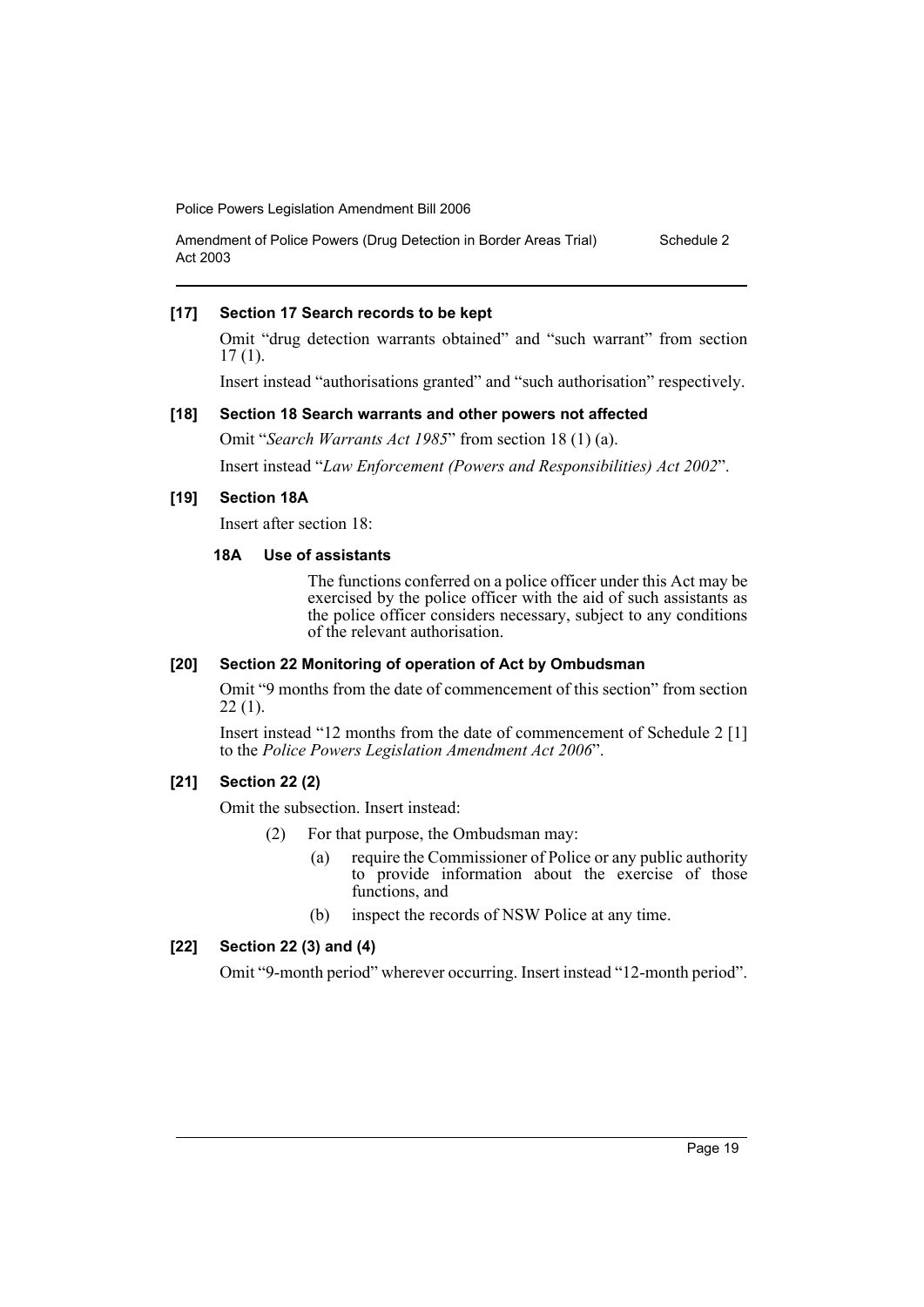**[17] Section 17 Search records to be kept**

Omit "drug detection warrants obtained" and "such warrant" from section 17 (1).

Insert instead "authorisations granted" and "such authorisation" respectively.

**[18] Section 18 Search warrants and other powers not affected**

Omit "*Search Warrants Act 1985*" from section 18 (1) (a).

Insert instead "*Law Enforcement (Powers and Responsibilities) Act 2002*".

**[19] Section 18A**

Insert after section 18:

**18A Use of assistants**

The functions conferred on a police officer under this Act may be exercised by the police officer with the aid of such assistants as the police officer considers necessary, subject to any conditions of the relevant authorisation.

**[20] Section 22 Monitoring of operation of Act by Ombudsman**

Omit "9 months from the date of commencement of this section" from section 22 (1).

Insert instead "12 months from the date of commencement of Schedule 2 [1] to the *Police Powers Legislation Amendment Act 2006*".

**[21] Section 22 (2)**

Omit the subsection. Insert instead:

(2) For that purpose, the Ombudsman may:

(a) require the Commissioner of Police or any public authority to provide information about the exercise of those functions, and

(b) inspect the records of NSW Police at any time.

**[22] Section 22 (3) and (4)**

Omit "9-month period" wherever occurring. Insert instead "12-month period".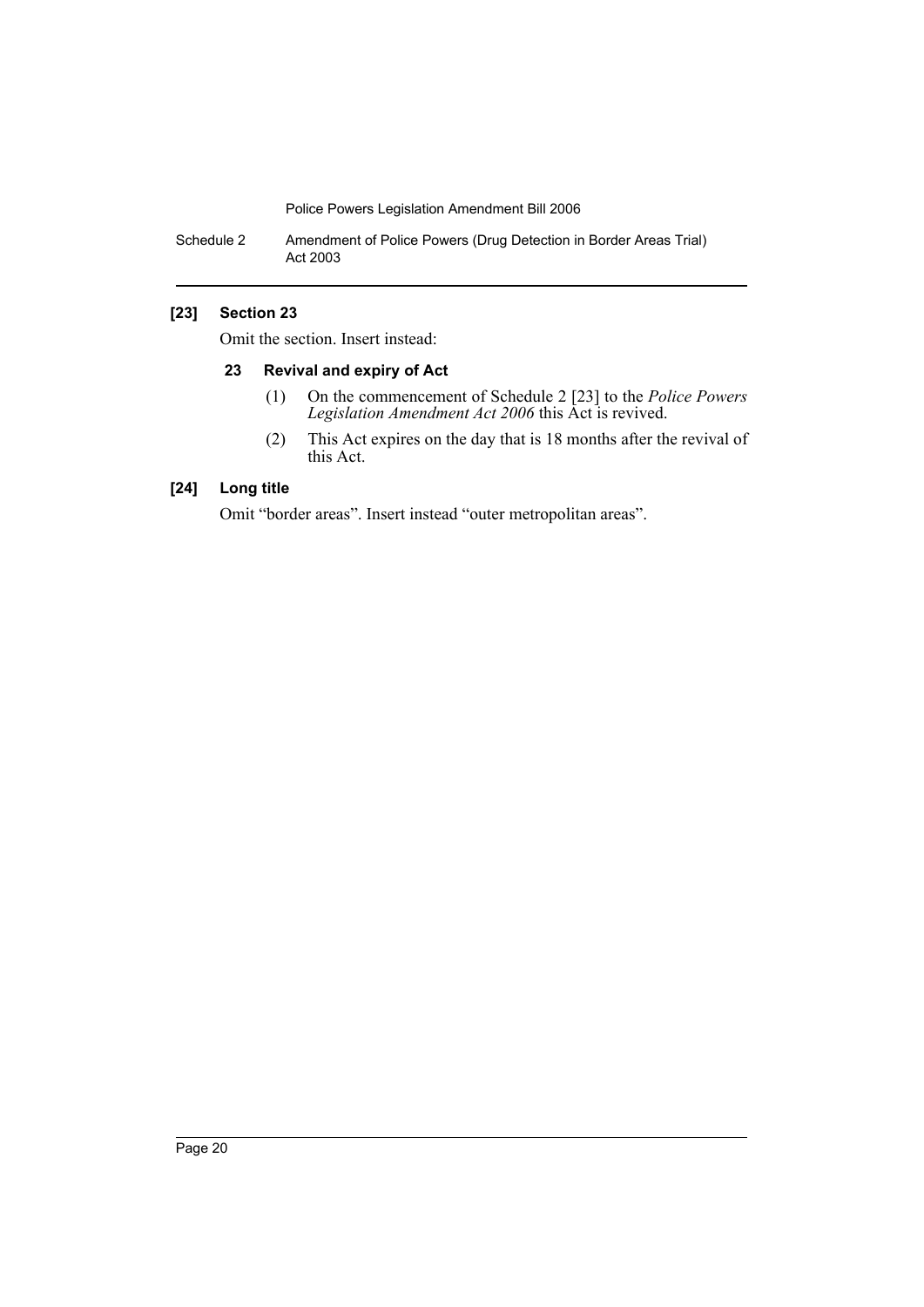## [23] Section 23

Omit the section. Insert instead:

### 23 Revival and expiry of Act

(1) On the commencement of Schedule 2 [23] to the *Police Powers Legislation Amendment Act 2006* this Act is revived.

(2) This Act expires on the day that is 18 months after the revival of this Act.

## [24] Long title

Omit "border areas". Insert instead "outer metropolitan areas".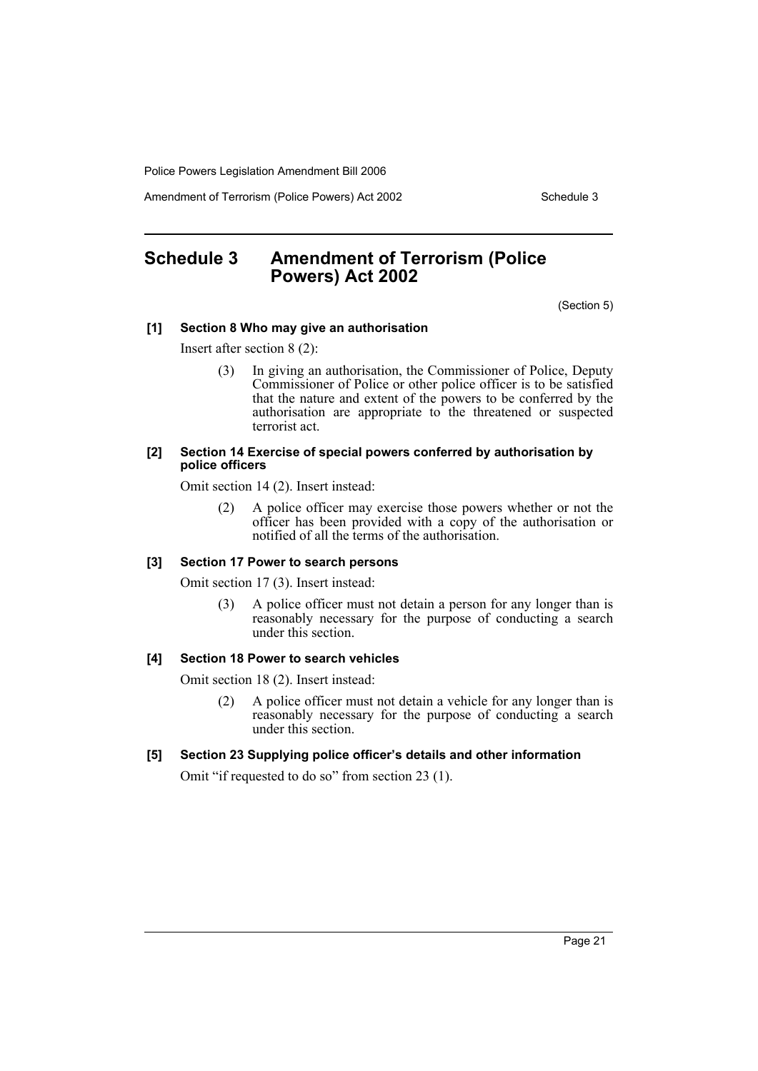# Schedule 3 Amendment of Terrorism (Police Powers) Act 2002

(Section 5)

### [1] Section 8 Who may give an authorisation

Insert after section 8 (2):

> (3) In giving an authorisation, the Commissioner of Police, Deputy Commissioner of Police or other police officer is to be satisfied that the nature and extent of the powers to be conferred by the authorisation are appropriate to the threatened or suspected terrorist act.

### [2] Section 14 Exercise of special powers conferred by authorisation by police officers

Omit section 14 (2). Insert instead:

> (2) A police officer may exercise those powers whether or not the officer has been provided with a copy of the authorisation or notified of all the terms of the authorisation.

### [3] Section 17 Power to search persons

Omit section 17 (3). Insert instead:

> (3) A police officer must not detain a person for any longer than is reasonably necessary for the purpose of conducting a search under this section.

### [4] Section 18 Power to search vehicles

Omit section 18 (2). Insert instead:

> (2) A police officer must not detain a vehicle for any longer than is reasonably necessary for the purpose of conducting a search under this section.

### [5] Section 23 Supplying police officer's details and other information

Omit "if requested to do so" from section 23 (1).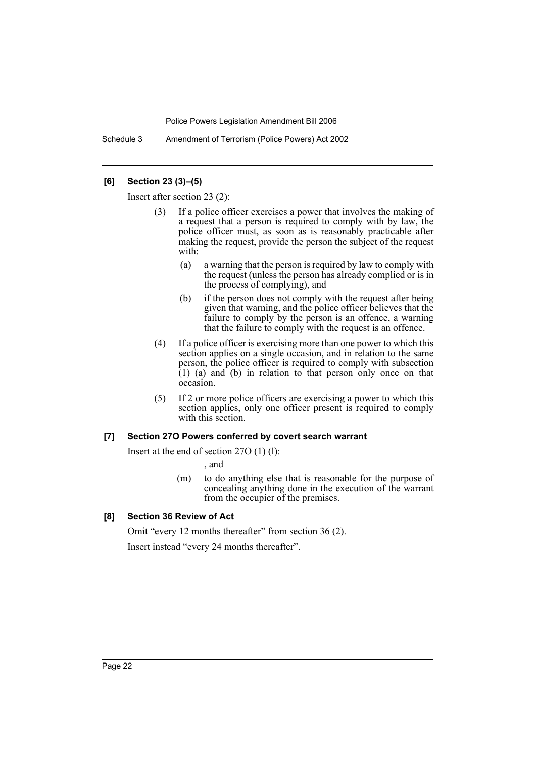### [6] Section 23 (3)–(5)

Insert after section 23 (2):

(3) If a police officer exercises a power that involves the making of a request that a person is required to comply with by law, the police officer must, as soon as is reasonably practicable after making the request, provide the person the subject of the request with:

(a) a warning that the person is required by law to comply with the request (unless the person has already complied or is in the process of complying), and

(b) if the person does not comply with the request after being given that warning, and the police officer believes that the failure to comply by the person is an offence, a warning that the failure to comply with the request is an offence.

(4) If a police officer is exercising more than one power to which this section applies on a single occasion, and in relation to the same person, the police officer is required to comply with subsection (1) (a) and (b) in relation to that person only once on that occasion.

(5) If 2 or more police officers are exercising a power to which this section applies, only one officer present is required to comply with this section.

### [7] Section 27O Powers conferred by covert search warrant

Insert at the end of section 27O (1) (l):

, and

(m) to do anything else that is reasonable for the purpose of concealing anything done in the execution of the warrant from the occupier of the premises.

### [8] Section 36 Review of Act

Omit "every 12 months thereafter" from section 36 (2).

Insert instead "every 24 months thereafter".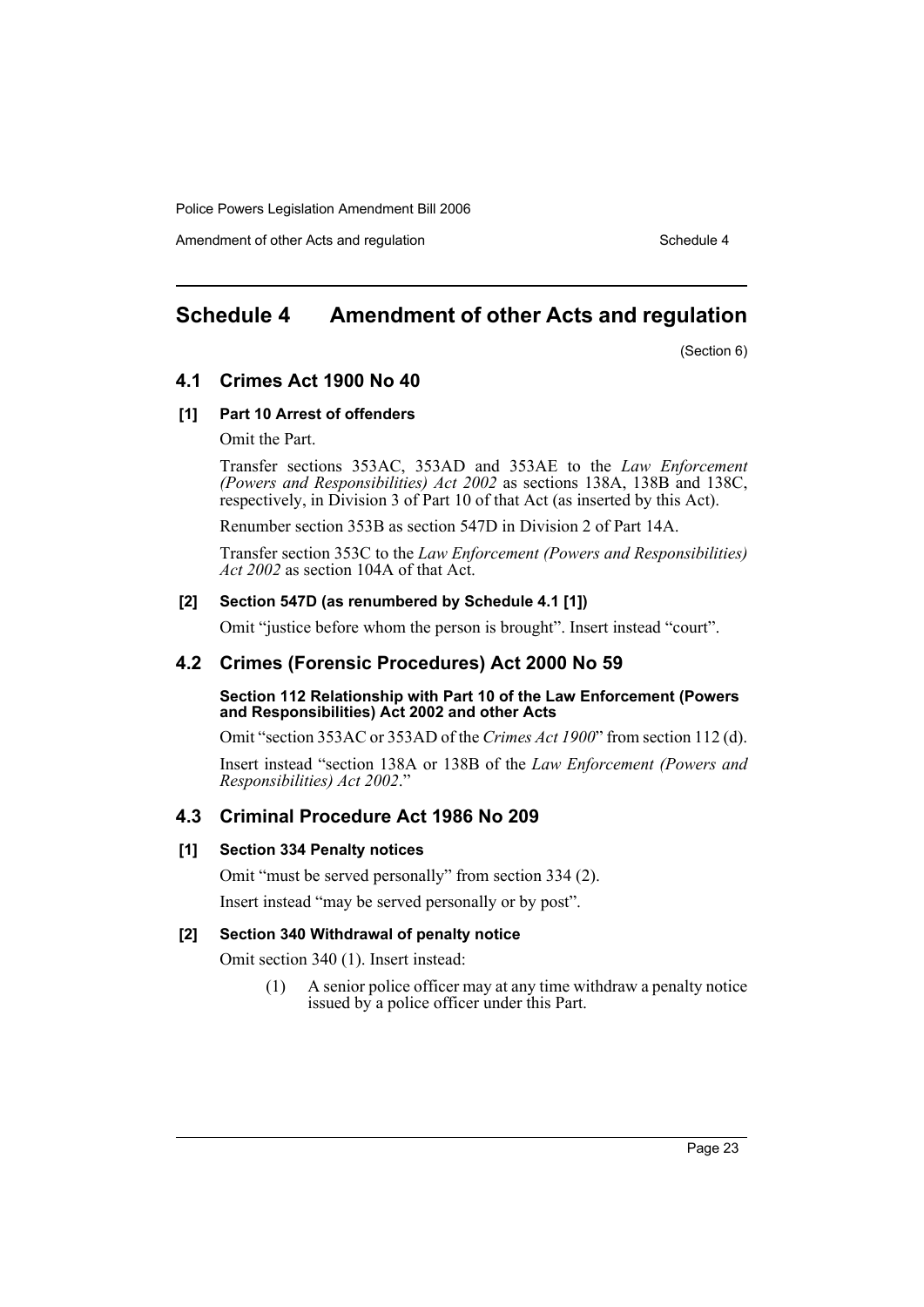# Schedule 4 Amendment of other Acts and regulation

(Section 6)

## 4.1 Crimes Act 1900 No 40

### [1] Part 10 Arrest of offenders

Omit the Part.

Transfer sections 353AC, 353AD and 353AE to the *Law Enforcement (Powers and Responsibilities) Act 2002* as sections 138A, 138B and 138C, respectively, in Division 3 of Part 10 of that Act (as inserted by this Act).

Renumber section 353B as section 547D in Division 2 of Part 14A.

Transfer section 353C to the *Law Enforcement (Powers and Responsibilities) Act 2002* as section 104A of that Act.

### [2] Section 547D (as renumbered by Schedule 4.1 [1])

Omit "justice before whom the person is brought". Insert instead "court".

## 4.2 Crimes (Forensic Procedures) Act 2000 No 59

**Section 112 Relationship with Part 10 of the Law Enforcement (Powers and Responsibilities) Act 2002 and other Acts**

Omit "section 353AC or 353AD of the *Crimes Act 1900*" from section 112 (d).

Insert instead "section 138A or 138B of the *Law Enforcement (Powers and Responsibilities) Act 2002*."

## 4.3 Criminal Procedure Act 1986 No 209

### [1] Section 334 Penalty notices

Omit "must be served personally" from section 334 (2).

Insert instead "may be served personally or by post".

### [2] Section 340 Withdrawal of penalty notice

Omit section 340 (1). Insert instead:

(1) A senior police officer may at any time withdraw a penalty notice issued by a police officer under this Part.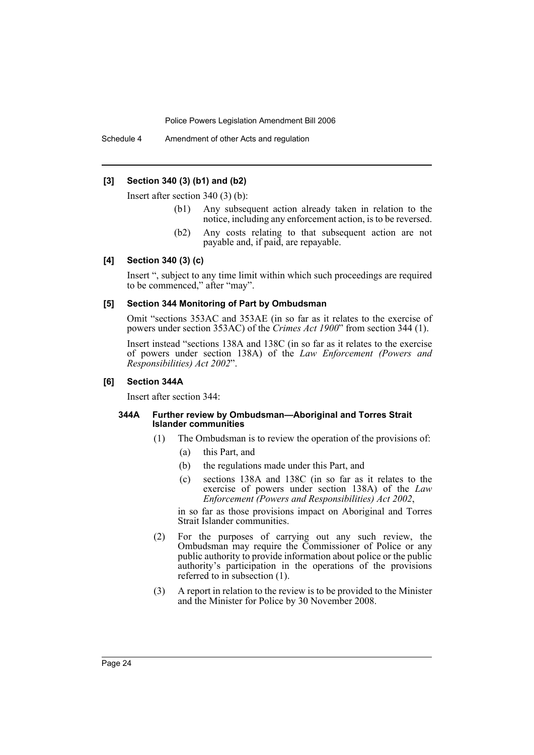### [3] Section 340 (3) (b1) and (b2)

Insert after section 340 (3) (b):

> (b1) Any subsequent action already taken in relation to the notice, including any enforcement action, is to be reversed.
>
> (b2) Any costs relating to that subsequent action are not payable and, if paid, are repayable.

### [4] Section 340 (3) (c)

Insert ", subject to any time limit within which such proceedings are required to be commenced," after "may".

### [5] Section 344 Monitoring of Part by Ombudsman

Omit "sections 353AC and 353AE (in so far as it relates to the exercise of powers under section 353AC) of the *Crimes Act 1900*" from section 344 (1).

Insert instead "sections 138A and 138C (in so far as it relates to the exercise of powers under section 138A) of the *Law Enforcement (Powers and Responsibilities) Act 2002*".

### [6] Section 344A

Insert after section 344:

**344A Further review by Ombudsman—Aboriginal and Torres Strait Islander communities**

(1) The Ombudsman is to review the operation of the provisions of:

- (a) this Part, and
- (b) the regulations made under this Part, and
- (c) sections 138A and 138C (in so far as it relates to the exercise of powers under section 138A) of the *Law Enforcement (Powers and Responsibilities) Act 2002*,

in so far as those provisions impact on Aboriginal and Torres Strait Islander communities.

(2) For the purposes of carrying out any such review, the Ombudsman may require the Commissioner of Police or any public authority to provide information about police or the public authority's participation in the operations of the provisions referred to in subsection (1).

(3) A report in relation to the review is to be provided to the Minister and the Minister for Police by 30 November 2008.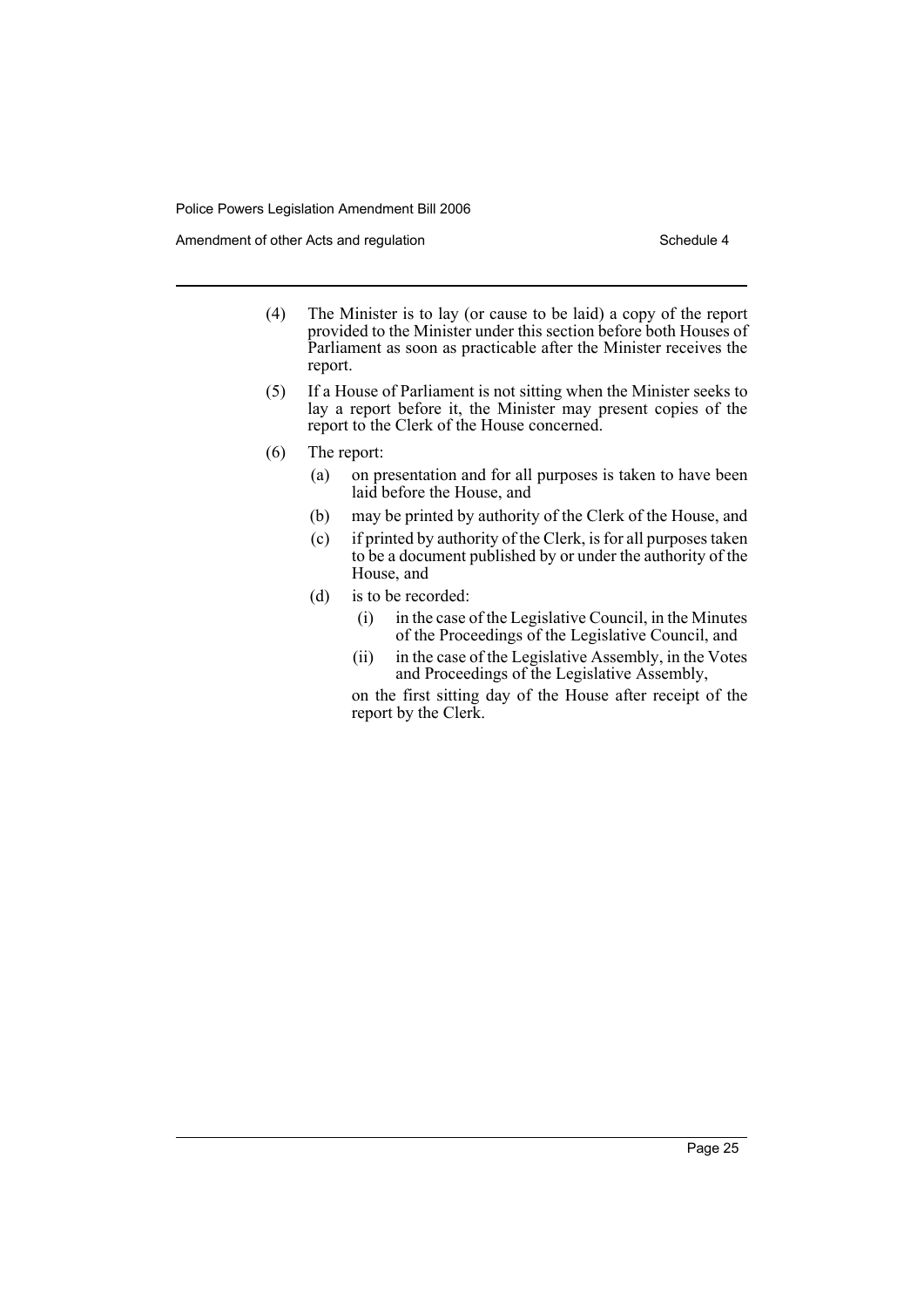(4) The Minister is to lay (or cause to be laid) a copy of the report provided to the Minister under this section before both Houses of Parliament as soon as practicable after the Minister receives the report.

(5) If a House of Parliament is not sitting when the Minister seeks to lay a report before it, the Minister may present copies of the report to the Clerk of the House concerned.

(6) The report:

  (a) on presentation and for all purposes is taken to have been laid before the House, and

  (b) may be printed by authority of the Clerk of the House, and

  (c) if printed by authority of the Clerk, is for all purposes taken to be a document published by or under the authority of the House, and

  (d) is to be recorded:

    (i) in the case of the Legislative Council, in the Minutes of the Proceedings of the Legislative Council, and

    (ii) in the case of the Legislative Assembly, in the Votes and Proceedings of the Legislative Assembly,

  on the first sitting day of the House after receipt of the report by the Clerk.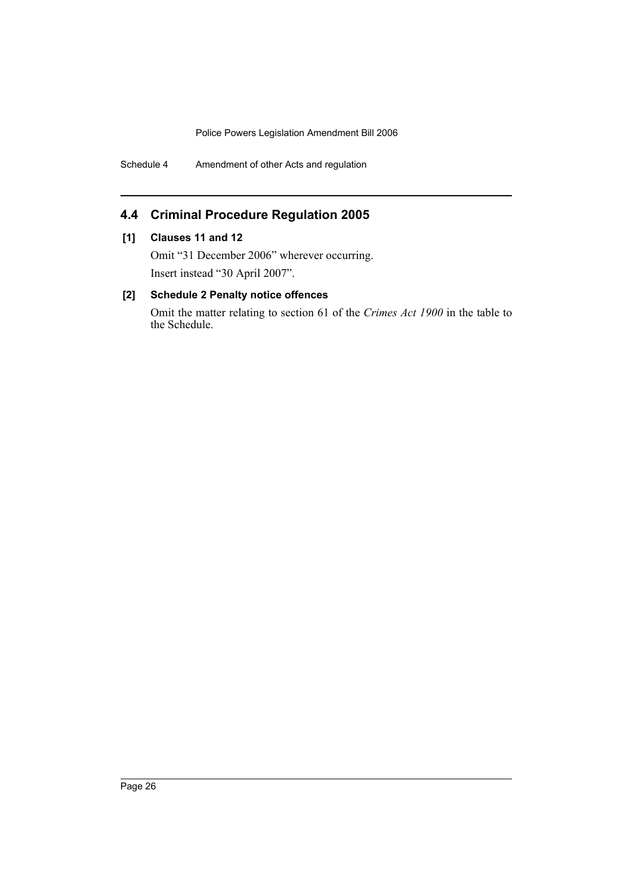## 4.4 Criminal Procedure Regulation 2005

### [1] Clauses 11 and 12

Omit "31 December 2006" wherever occurring.

Insert instead "30 April 2007".

### [2] Schedule 2 Penalty notice offences

Omit the matter relating to section 61 of the *Crimes Act 1900* in the table to the Schedule.